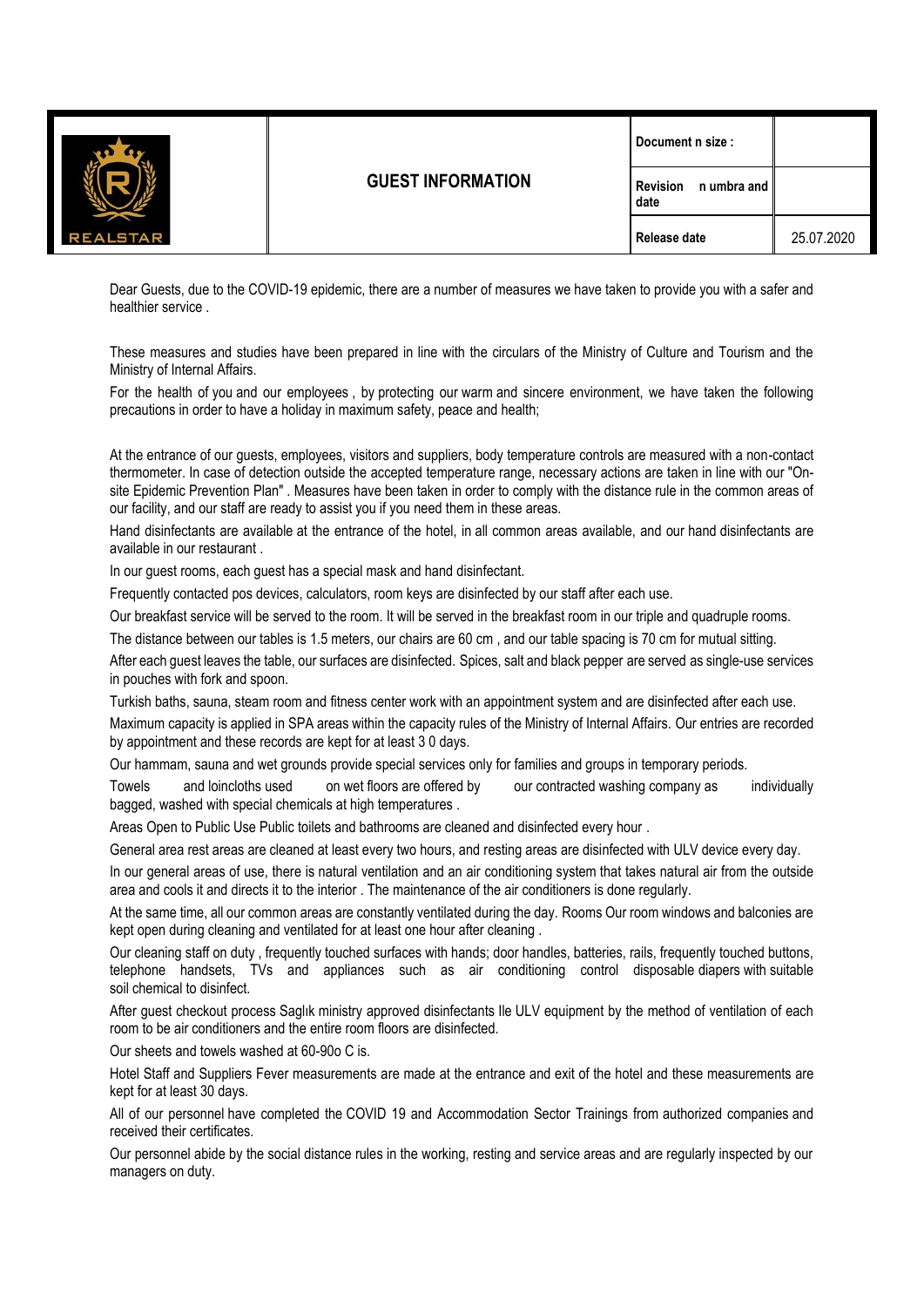| | | | |
|---|---|---|---|
| REALSTAR | **GUEST INFORMATION** | **Document n size :** | |
| | | **Revision n umbra and date** | |
| | | **Release date** | 25.07.2020 |

Dear Guests, due to the COVID-19 epidemic, there are a number of measures we have taken to provide you with a safer and healthier service .

These measures and studies have been prepared in line with the circulars of the Ministry of Culture and Tourism and the Ministry of Internal Affairs.

For the health of you and our employees , by protecting our warm and sincere environment, we have taken the following precautions in order to have a holiday in maximum safety, peace and health;

At the entrance of our guests, employees, visitors and suppliers, body temperature controls are measured with a non-contact thermometer. In case of detection outside the accepted temperature range, necessary actions are taken in line with our "On-site Epidemic Prevention Plan" . Measures have been taken in order to comply with the distance rule in the common areas of our facility, and our staff are ready to assist you if you need them in these areas.

Hand disinfectants are available at the entrance of the hotel, in all common areas available, and our hand disinfectants are available in our restaurant .

In our guest rooms, each guest has a special mask and hand disinfectant.

Frequently contacted pos devices, calculators, room keys are disinfected by our staff after each use.

Our breakfast service will be served to the room. It will be served in the breakfast room in our triple and quadruple rooms.

The distance between our tables is 1.5 meters, our chairs are 60 cm , and our table spacing is 70 cm for mutual sitting.

After each guest leaves the table, our surfaces are disinfected. Spices, salt and black pepper are served as single-use services in pouches with fork and spoon.

Turkish baths, sauna, steam room and fitness center work with an appointment system and are disinfected after each use.

Maximum capacity is applied in SPA areas within the capacity rules of the Ministry of Internal Affairs. Our entries are recorded by appointment and these records are kept for at least 3 0 days.

Our hammam, sauna and wet grounds provide special services only for families and groups in temporary periods.

Towels and loincloths used on wet floors are offered by our contracted washing company as individually bagged, washed with special chemicals at high temperatures .

Areas Open to Public Use Public toilets and bathrooms are cleaned and disinfected every hour .

General area rest areas are cleaned at least every two hours, and resting areas are disinfected with ULV device every day.

In our general areas of use, there is natural ventilation and an air conditioning system that takes natural air from the outside area and cools it and directs it to the interior . The maintenance of the air conditioners is done regularly.

At the same time, all our common areas are constantly ventilated during the day. Rooms Our room windows and balconies are kept open during cleaning and ventilated for at least one hour after cleaning .

Our cleaning staff on duty , frequently touched surfaces with hands; door handles, batteries, rails, frequently touched buttons, telephone handsets, TVs and appliances such as air conditioning control disposable diapers with suitable soil chemical to disinfect.

After guest checkout process Saglık ministry approved disinfectants Ile ULV equipment by the method of ventilation of each room to be air conditioners and the entire room floors are disinfected.

Our sheets and towels washed at 60-90o C is.

Hotel Staff and Suppliers Fever measurements are made at the entrance and exit of the hotel and these measurements are kept for at least 30 days.

All of our personnel have completed the COVID 19 and Accommodation Sector Trainings from authorized companies and received their certificates.

Our personnel abide by the social distance rules in the working, resting and service areas and are regularly inspected by our managers on duty.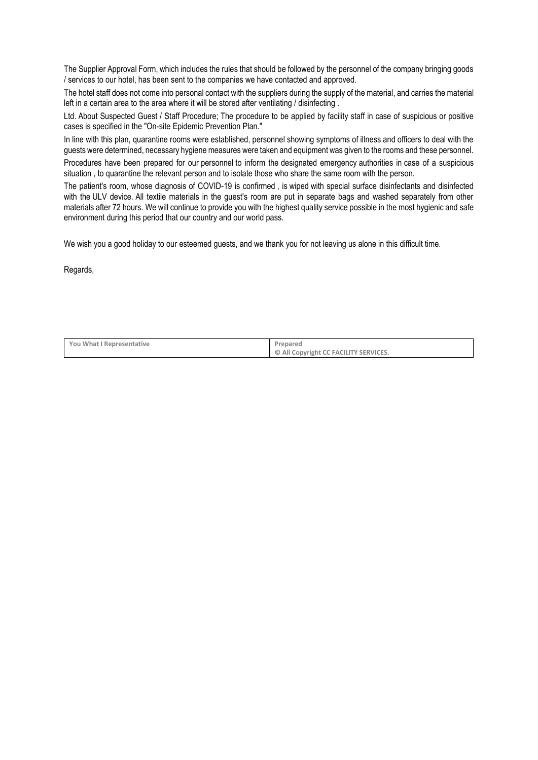The Supplier Approval Form, which includes the rules that should be followed by the personnel of the company bringing goods / services to our hotel, has been sent to the companies we have contacted and approved.

The hotel staff does not come into personal contact with the suppliers during the supply of the material, and carries the material left in a certain area to the area where it will be stored after ventilating / disinfecting .

Ltd. About Suspected Guest / Staff Procedure; The procedure to be applied by facility staff in case of suspicious or positive cases is specified in the "On-site Epidemic Prevention Plan."

In line with this plan, quarantine rooms were established, personnel showing symptoms of illness and officers to deal with the guests were determined, necessary hygiene measures were taken and equipment was given to the rooms and these personnel.

Procedures have been prepared for our personnel to inform the designated emergency authorities in case of a suspicious situation , to quarantine the relevant person and to isolate those who share the same room with the person.

The patient's room, whose diagnosis of COVID-19 is confirmed , is wiped with special surface disinfectants and disinfected with the ULV device. All textile materials in the guest's room are put in separate bags and washed separately from other materials after 72 hours. We will continue to provide you with the highest quality service possible in the most hygienic and safe environment during this period that our country and our world pass.

We wish you a good holiday to our esteemed guests, and we thank you for not leaving us alone in this difficult time.

Regards,

| | |
|---|---|
| You What I Representative | Prepared<br>© All Copyright CC FACILITY SERVICES. |